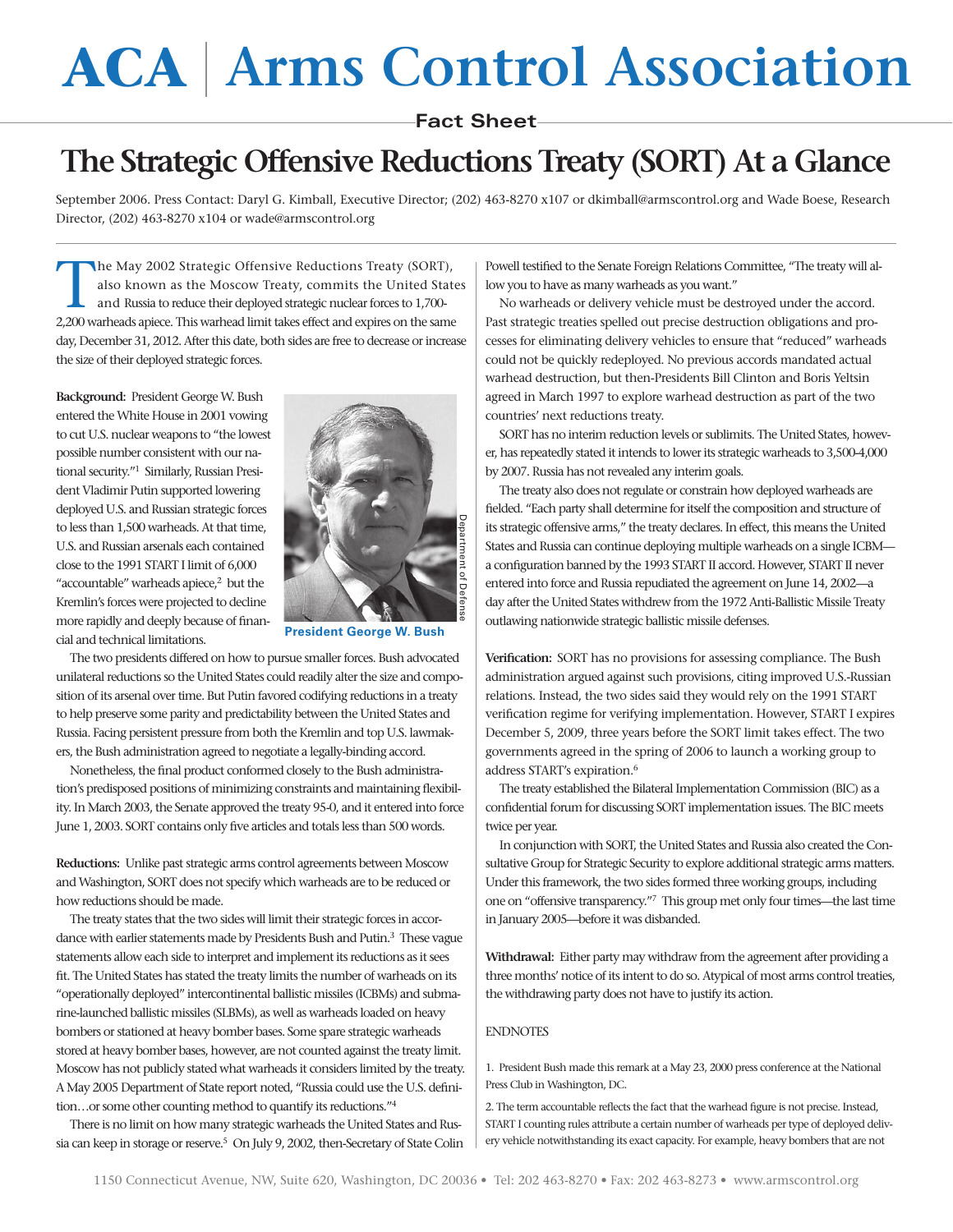# ACA | Arms Control Association

**Fact Sheet**

## The Strategic Offensive Reductions Treaty (SORT) At a Glance

September 2006. Press Contact: Daryl G. Kimball, Executive Director; (202) 463-8270 x107 or dkimball@armscontrol.org and Wade Boese, Research Director, (202) 463-8270 x104 or wade@armscontrol.org

The May 2002 Strategic Offensive Reductions Treaty (SORT), also known as the Moscow Treaty, commits the United States and Russia to reduce their deployed strategic nuclear forces to 1,700-2,200 warheads apiece. This warhead limit takes effect and expires on the same day, December 31, 2012. After this date, both sides are free to decrease or increase the size of their deployed strategic forces.

**Background:** President George W. Bush entered the White House in 2001 vowing to cut U.S. nuclear weapons to "the lowest possible number consistent with our national security."[1] Similarly, Russian President Vladimir Putin supported lowering deployed U.S. and Russian strategic forces to less than 1,500 warheads. At that time, U.S. and Russian arsenals each contained close to the 1991 START I limit of 6,000 "accountable" warheads apiece,[2] but the Kremlin's forces were projected to decline more rapidly and deeply because of financial and technical limitations.

Department of Defense

**President George W. Bush**

The two presidents differed on how to pursue smaller forces. Bush advocated unilateral reductions so the United States could readily alter the size and composition of its arsenal over time. But Putin favored codifying reductions in a treaty to help preserve some parity and predictability between the United States and Russia. Facing persistent pressure from both the Kremlin and top U.S. lawmakers, the Bush administration agreed to negotiate a legally-binding accord.

Nonetheless, the final product conformed closely to the Bush administration's predisposed positions of minimizing constraints and maintaining flexibility. In March 2003, the Senate approved the treaty 95-0, and it entered into force June 1, 2003. SORT contains only five articles and totals less than 500 words.

**Reductions:** Unlike past strategic arms control agreements between Moscow and Washington, SORT does not specify which warheads are to be reduced or how reductions should be made.

The treaty states that the two sides will limit their strategic forces in accordance with earlier statements made by Presidents Bush and Putin.[3] These vague statements allow each side to interpret and implement its reductions as it sees fit. The United States has stated the treaty limits the number of warheads on its "operationally deployed" intercontinental ballistic missiles (ICBMs) and submarine-launched ballistic missiles (SLBMs), as well as warheads loaded on heavy bombers or stationed at heavy bomber bases. Some spare strategic warheads stored at heavy bomber bases, however, are not counted against the treaty limit. Moscow has not publicly stated what warheads it considers limited by the treaty. A May 2005 Department of State report noted, "Russia could use the U.S. definition…or some other counting method to quantify its reductions."[4]

There is no limit on how many strategic warheads the United States and Russia can keep in storage or reserve.[5] On July 9, 2002, then-Secretary of State Colin Powell testified to the Senate Foreign Relations Committee, "The treaty will allow you to have as many warheads as you want."

No warheads or delivery vehicle must be destroyed under the accord. Past strategic treaties spelled out precise destruction obligations and processes for eliminating delivery vehicles to ensure that "reduced" warheads could not be quickly redeployed. No previous accords mandated actual warhead destruction, but then-Presidents Bill Clinton and Boris Yeltsin agreed in March 1997 to explore warhead destruction as part of the two countries' next reductions treaty.

SORT has no interim reduction levels or sublimits. The United States, however, has repeatedly stated it intends to lower its strategic warheads to 3,500-4,000 by 2007. Russia has not revealed any interim goals.

The treaty also does not regulate or constrain how deployed warheads are fielded. "Each party shall determine for itself the composition and structure of its strategic offensive arms," the treaty declares. In effect, this means the United States and Russia can continue deploying multiple warheads on a single ICBM—a configuration banned by the 1993 START II accord. However, START II never entered into force and Russia repudiated the agreement on June 14, 2002—a day after the United States withdrew from the 1972 Anti-Ballistic Missile Treaty outlawing nationwide strategic ballistic missile defenses.

**Verification:** SORT has no provisions for assessing compliance. The Bush administration argued against such provisions, citing improved U.S.-Russian relations. Instead, the two sides said they would rely on the 1991 START verification regime for verifying implementation. However, START I expires December 5, 2009, three years before the SORT limit takes effect. The two governments agreed in the spring of 2006 to launch a working group to address START's expiration.[6]

The treaty established the Bilateral Implementation Commission (BIC) as a confidential forum for discussing SORT implementation issues. The BIC meets twice per year.

In conjunction with SORT, the United States and Russia also created the Consultative Group for Strategic Security to explore additional strategic arms matters. Under this framework, the two sides formed three working groups, including one on "offensive transparency."[7] This group met only four times—the last time in January 2005—before it was disbanded.

**Withdrawal:** Either party may withdraw from the agreement after providing a three months' notice of its intent to do so. Atypical of most arms control treaties, the withdrawing party does not have to justify its action.

ENDNOTES

1. President Bush made this remark at a May 23, 2000 press conference at the National Press Club in Washington, DC.

2. The term accountable reflects the fact that the warhead figure is not precise. Instead, START I counting rules attribute a certain number of warheads per type of deployed delivery vehicle notwithstanding its exact capacity. For example, heavy bombers that are not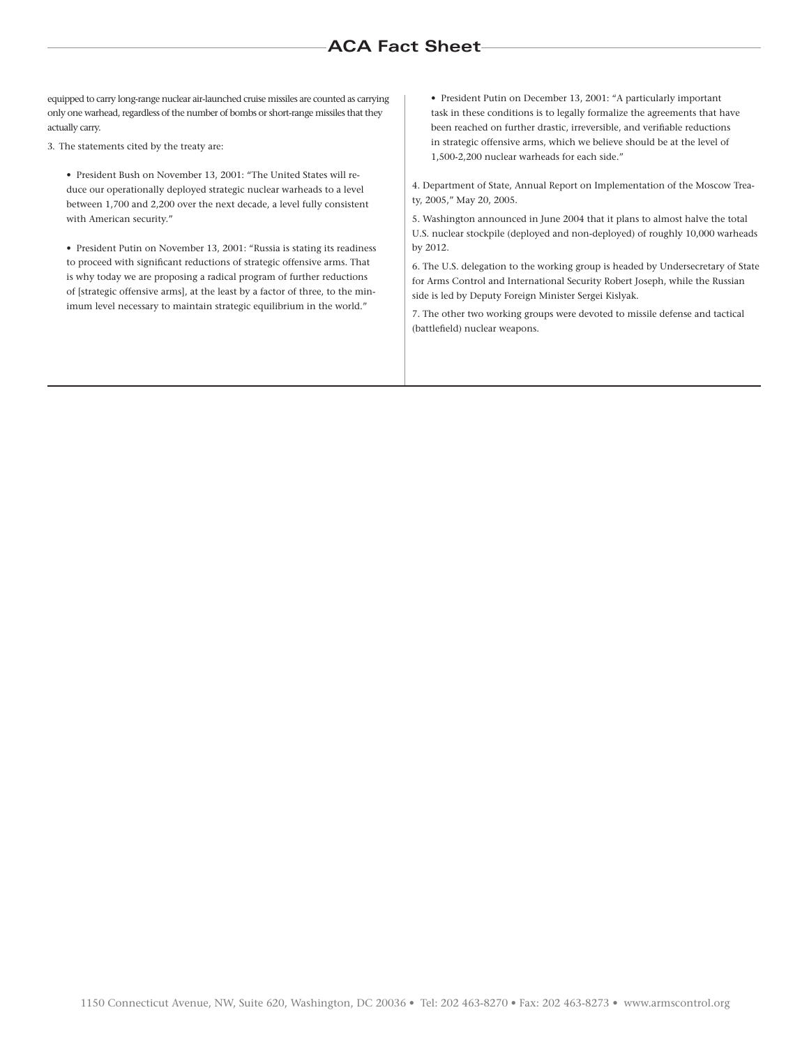equipped to carry long-range nuclear air-launched cruise missiles are counted as carrying only one warhead, regardless of the number of bombs or short-range missiles that they actually carry.

3. The statements cited by the treaty are:

- President Bush on November 13, 2001: "The United States will reduce our operationally deployed strategic nuclear warheads to a level between 1,700 and 2,200 over the next decade, a level fully consistent with American security."

- President Putin on November 13, 2001: "Russia is stating its readiness to proceed with significant reductions of strategic offensive arms. That is why today we are proposing a radical program of further reductions of [strategic offensive arms], at the least by a factor of three, to the minimum level necessary to maintain strategic equilibrium in the world."

- President Putin on December 13, 2001: "A particularly important task in these conditions is to legally formalize the agreements that have been reached on further drastic, irreversible, and verifiable reductions in strategic offensive arms, which we believe should be at the level of 1,500-2,200 nuclear warheads for each side."

4. Department of State, Annual Report on Implementation of the Moscow Treaty, 2005," May 20, 2005.

5. Washington announced in June 2004 that it plans to almost halve the total U.S. nuclear stockpile (deployed and non-deployed) of roughly 10,000 warheads by 2012.

6. The U.S. delegation to the working group is headed by Undersecretary of State for Arms Control and International Security Robert Joseph, while the Russian side is led by Deputy Foreign Minister Sergei Kislyak.

7. The other two working groups were devoted to missile defense and tactical (battlefield) nuclear weapons.